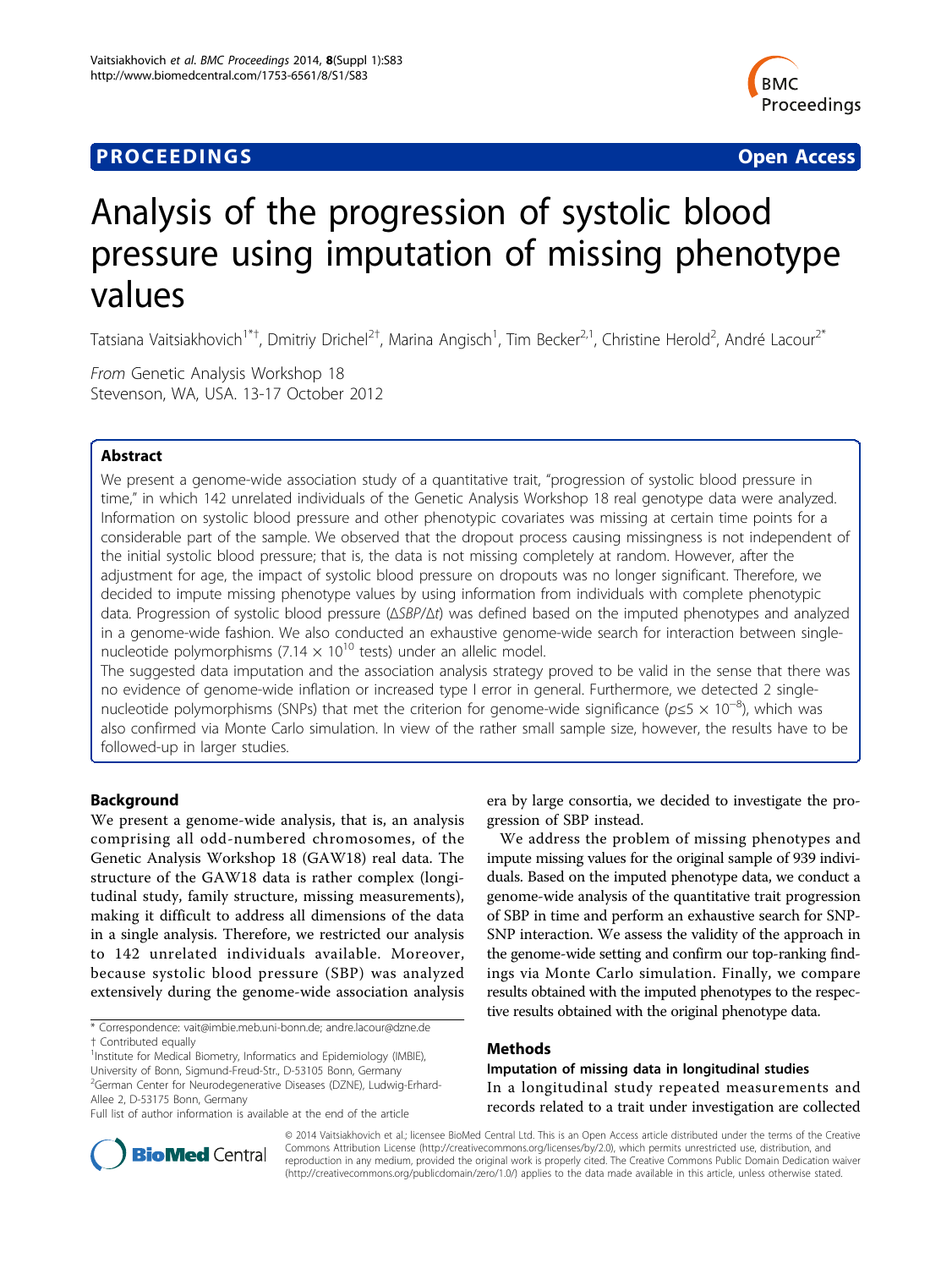PROCEEDINGS — Open Access

# Analysis of the progression of systolic blood pressure using imputation of missing phenotype values

Tatsiana Vaitsiakhovich[1*†], Dmitriy Drichel[2†], Marina Angisch[1], Tim Becker[2,1], Christine Herold[2], André Lacour[2*]

*From* Genetic Analysis Workshop 18
Stevenson, WA, USA. 13-17 October 2012

## Abstract

We present a genome-wide association study of a quantitative trait, "progression of systolic blood pressure in time," in which 142 unrelated individuals of the Genetic Analysis Workshop 18 real genotype data were analyzed. Information on systolic blood pressure and other phenotypic covariates was missing at certain time points for a considerable part of the sample. We observed that the dropout process causing missingness is not independent of the initial systolic blood pressure; that is, the data is not missing completely at random. However, after the adjustment for age, the impact of systolic blood pressure on dropouts was no longer significant. Therefore, we decided to impute missing phenotype values by using information from individuals with complete phenotypic data. Progression of systolic blood pressure ($\Delta SBP/\Delta t$) was defined based on the imputed phenotypes and analyzed in a genome-wide fashion. We also conducted an exhaustive genome-wide search for interaction between single-nucleotide polymorphisms ($7.14 \times 10^{10}$ tests) under an allelic model.

The suggested data imputation and the association analysis strategy proved to be valid in the sense that there was no evidence of genome-wide inflation or increased type I error in general. Furthermore, we detected 2 single-nucleotide polymorphisms (SNPs) that met the criterion for genome-wide significance ($p \leq 5 \times 10^{-8}$), which was also confirmed via Monte Carlo simulation. In view of the rather small sample size, however, the results have to be followed-up in larger studies.

## Background

We present a genome-wide analysis, that is, an analysis comprising all odd-numbered chromosomes, of the Genetic Analysis Workshop 18 (GAW18) real data. The structure of the GAW18 data is rather complex (longitudinal study, family structure, missing measurements), making it difficult to address all dimensions of the data in a single analysis. Therefore, we restricted our analysis to 142 unrelated individuals available. Moreover, because systolic blood pressure (SBP) was analyzed extensively during the genome-wide association analysis era by large consortia, we decided to investigate the progression of SBP instead.

We address the problem of missing phenotypes and impute missing values for the original sample of 939 individuals. Based on the imputed phenotype data, we conduct a genome-wide analysis of the quantitative trait progression of SBP in time and perform an exhaustive search for SNP-SNP interaction. We assess the validity of the approach in the genome-wide setting and confirm our top-ranking findings via Monte Carlo simulation. Finally, we compare results obtained with the imputed phenotypes to the respective results obtained with the original phenotype data.

## Methods

### Imputation of missing data in longitudinal studies

In a longitudinal study repeated measurements and records related to a trait under investigation are collected

\* Correspondence: vait@imbie.meb.uni-bonn.de; andre.lacour@dzne.de
† Contributed equally
[1]Institute for Medical Biometry, Informatics and Epidemiology (IMBIE), University of Bonn, Sigmund-Freud-Str., D-53105 Bonn, Germany
[2]German Center for Neurodegenerative Diseases (DZNE), Ludwig-Erhard-Allee 2, D-53175 Bonn, Germany
Full list of author information is available at the end of the article

© 2014 Vaitsiakhovich et al.; licensee BioMed Central Ltd. This is an Open Access article distributed under the terms of the Creative Commons Attribution License (http://creativecommons.org/licenses/by/2.0), which permits unrestricted use, distribution, and reproduction in any medium, provided the original work is properly cited. The Creative Commons Public Domain Dedication waiver (http://creativecommons.org/publicdomain/zero/1.0/) applies to the data made available in this article, unless otherwise stated.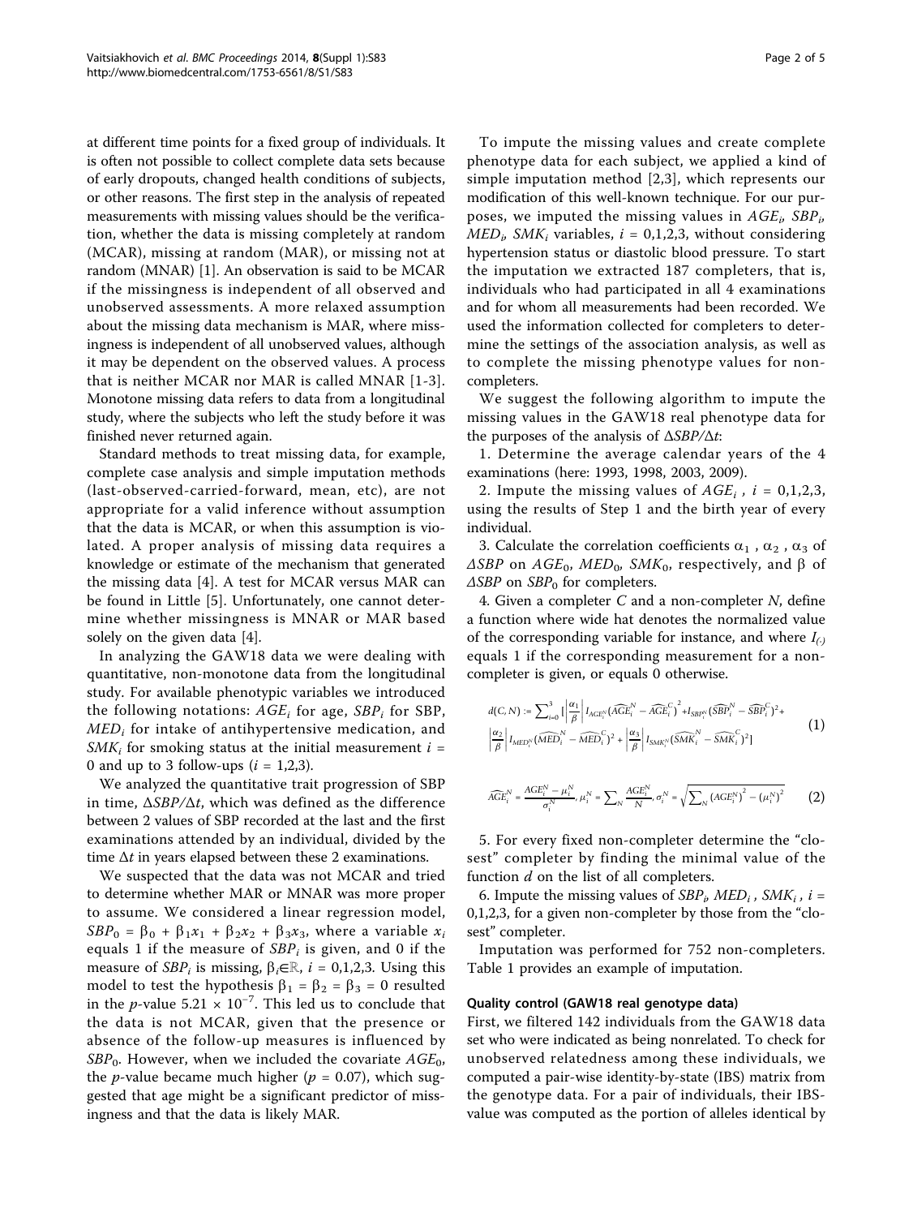at different time points for a fixed group of individuals. It is often not possible to collect complete data sets because of early dropouts, changed health conditions of subjects, or other reasons. The first step in the analysis of repeated measurements with missing values should be the verification, whether the data is missing completely at random (MCAR), missing at random (MAR), or missing not at random (MNAR) [1]. An observation is said to be MCAR if the missingness is independent of all observed and unobserved assessments. A more relaxed assumption about the missing data mechanism is MAR, where missingness is independent of all unobserved values, although it may be dependent on the observed values. A process that is neither MCAR nor MAR is called MNAR [1-3]. Monotone missing data refers to data from a longitudinal study, where the subjects who left the study before it was finished never returned again.

Standard methods to treat missing data, for example, complete case analysis and simple imputation methods (last-observed-carried-forward, mean, etc), are not appropriate for a valid inference without assumption that the data is MCAR, or when this assumption is violated. A proper analysis of missing data requires a knowledge or estimate of the mechanism that generated the missing data [4]. A test for MCAR versus MAR can be found in Little [5]. Unfortunately, one cannot determine whether missingness is MNAR or MAR based solely on the given data [4].

In analyzing the GAW18 data we were dealing with quantitative, non-monotone data from the longitudinal study. For available phenotypic variables we introduced the following notations: $AGE_i$ for age, $SBP_i$ for SBP, $MED_i$ for intake of antihypertensive medication, and $SMK_i$ for smoking status at the initial measurement $i = 0$ and up to 3 follow-ups ($i = 1,2,3$).

We analyzed the quantitative trait progression of SBP in time, $\Delta SBP/\Delta t$, which was defined as the difference between 2 values of SBP recorded at the last and the first examinations attended by an individual, divided by the time $\Delta t$ in years elapsed between these 2 examinations.

We suspected that the data was not MCAR and tried to determine whether MAR or MNAR was more proper to assume. We considered a linear regression model, $SBP_0 = \beta_0 + \beta_1 x_1 + \beta_2 x_2 + \beta_3 x_3$, where a variable $x_i$ equals 1 if the measure of $SBP_i$ is given, and 0 if the measure of $SBP_i$ is missing, $\beta_i \in \mathbb{R}$, $i = 0,1,2,3$. Using this model to test the hypothesis $\beta_1 = \beta_2 = \beta_3 = 0$ resulted in the $p$-value $5.21 \times 10^{-7}$. This led us to conclude that the data is not MCAR, given that the presence or absence of the follow-up measures is influenced by $SBP_0$. However, when we included the covariate $AGE_0$, the $p$-value became much higher ($p = 0.07$), which suggested that age might be a significant predictor of missingness and that the data is likely MAR.

To impute the missing values and create complete phenotype data for each subject, we applied a kind of simple imputation method [2,3], which represents our modification of this well-known technique. For our purposes, we imputed the missing values in $AGE_i$, $SBP_i$, $MED_i$, $SMK_i$ variables, $i = 0,1,2,3$, without considering hypertension status or diastolic blood pressure. To start the imputation we extracted 187 completers, that is, individuals who had participated in all 4 examinations and for whom all measurements had been recorded. We used the information collected for completers to determine the settings of the association analysis, as well as to complete the missing phenotype values for non-completers.

We suggest the following algorithm to impute the missing values in the GAW18 real phenotype data for the purposes of the analysis of $\Delta SBP/\Delta t$:

1. Determine the average calendar years of the 4 examinations (here: 1993, 1998, 2003, 2009).

2. Impute the missing values of $AGE_i$, $i = 0,1,2,3$, using the results of Step 1 and the birth year of every individual.

3. Calculate the correlation coefficients $\alpha_1$, $\alpha_2$, $\alpha_3$ of $\Delta SBP$ on $AGE_0$, $MED_0$, $SMK_0$, respectively, and $\beta$ of $\Delta SBP$ on $SBP_0$ for completers.

4. Given a completer $C$ and a non-completer $N$, define a function where wide hat denotes the normalized value of the corresponding variable for instance, and where $I_{(\cdot)}$ equals 1 if the corresponding measurement for a non-completer is given, or equals 0 otherwise.

$$d(C,N) := \sum_{i=0}^{3} \Big[ \left|\frac{\alpha_1}{\beta}\right| I_{AGE_i^N} (\widehat{AGE}_i^N - \widehat{AGE}_i^C)^2 + I_{SBP_i^N} (\widehat{SBP}_i^N - \widehat{SBP}_i^C)^2 + \left|\frac{\alpha_2}{\beta}\right| I_{MED_i^N} (\widehat{MED}_i^N - \widehat{MED}_i^C)^2 + \left|\frac{\alpha_3}{\beta}\right| I_{SMK_i^N} (\widehat{SMK}_i^N - \widehat{SMK}_i^C)^2 \Big] \quad (1)$$

$$\widehat{AGE}_i^N = \frac{AGE_i^N - \mu_i^N}{\sigma_i^N}, \mu_i^N = \sum_N \frac{AGE_i^N}{N}, \sigma_i^N = \sqrt{\sum_N (AGE_i^N)^2 - (\mu_i^N)^2} \quad (2)$$

5. For every fixed non-completer determine the "closest" completer by finding the minimal value of the function $d$ on the list of all completers.

6. Impute the missing values of $SBP_i$, $MED_i$, $SMK_i$, $i = 0,1,2,3$, for a given non-completer by those from the "closest" completer.

Imputation was performed for 752 non-completers. Table 1 provides an example of imputation.

### Quality control (GAW18 real genotype data)

First, we filtered 142 individuals from the GAW18 data set who were indicated as being nonrelated. To check for unobserved relatedness among these individuals, we computed a pair-wise identity-by-state (IBS) matrix from the genotype data. For a pair of individuals, their IBS-value was computed as the portion of alleles identical by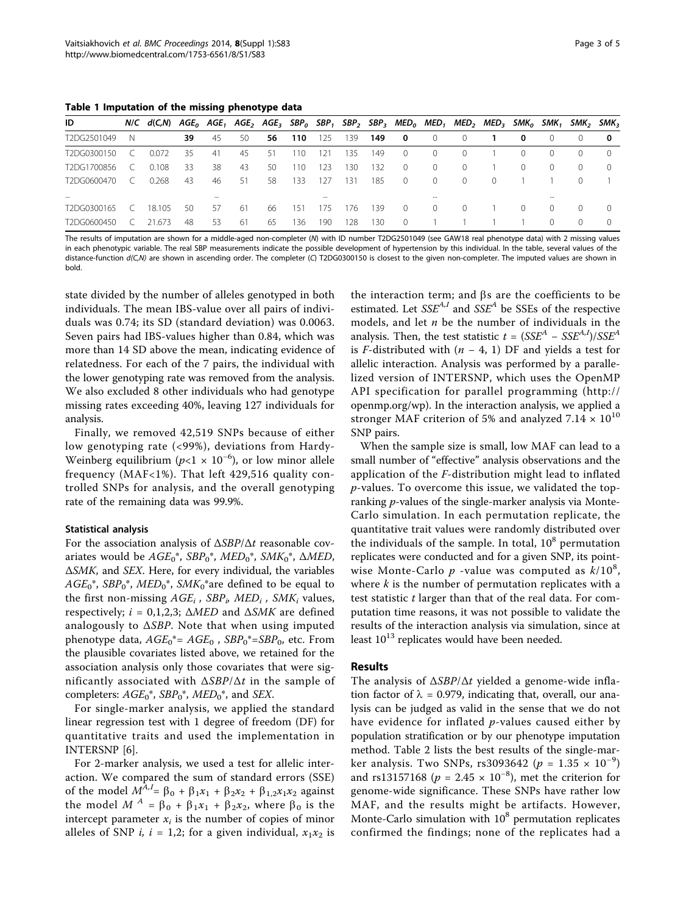**Table 1 Imputation of the missing phenotype data**

| ID | N/C | d(C,N) | $AGE_0$ | $AGE_1$ | $AGE_2$ | $AGE_3$ | $SBP_0$ | $SBP_1$ | $SBP_2$ | $SBP_3$ | $MED_0$ | $MED_1$ | $MED_2$ | $MED_3$ | $SMK_0$ | $SMK_1$ | $SMK_2$ | $SMK_3$ |
|---|---|---|---|---|---|---|---|---|---|---|---|---|---|---|---|---|---|---|
| T2DG2501049 | N | | **39** | 45 | 50 | **56** | **110** | 125 | 139 | **149** | **0** | 0 | 0 | **1** | **0** | 0 | 0 | **0** |
| T2DG0300150 | C | 0.072 | 35 | 41 | 45 | 51 | 110 | 121 | 135 | 149 | 0 | 0 | 0 | 1 | 0 | 0 | 0 | 0 |
| T2DG1700856 | C | 0.108 | 33 | 38 | 43 | 50 | 110 | 123 | 130 | 132 | 0 | 0 | 0 | 1 | 0 | 0 | 0 | 0 |
| T2DG0600470 | C | 0.268 | 43 | 46 | 51 | 58 | 133 | 127 | 131 | 185 | 0 | 0 | 0 | 0 | 1 | 1 | 0 | 1 |
| ... | | | | ... | | | | ... | | | | ... | | | | ... | | |
| T2DG0300165 | C | 18.105 | 50 | 57 | 61 | 66 | 151 | 175 | 176 | 139 | 0 | 0 | 0 | 1 | 0 | 0 | 0 | 0 |
| T2DG0600450 | C | 21.673 | 48 | 53 | 61 | 65 | 136 | 190 | 128 | 130 | 0 | 1 | 1 | 1 | 1 | 0 | 0 | 0 |

The results of imputation are shown for a middle-aged non-completer (N) with ID number T2DG2501049 (see GAW18 real phenotype data) with 2 missing values in each phenotypic variable. The real SBP measurements indicate the possible development of hypertension by this individual. In the table, several values of the distance-function $d(C,N)$ are shown in ascending order. The completer (C) T2DG0300150 is closest to the given non-completer. The imputed values are shown in bold.

state divided by the number of alleles genotyped in both individuals. The mean IBS-value over all pairs of individuals was 0.74; its SD (standard deviation) was 0.0063. Seven pairs had IBS-values higher than 0.84, which was more than 14 SD above the mean, indicating evidence of relatedness. For each of the 7 pairs, the individual with the lower genotyping rate was removed from the analysis. We also excluded 8 other individuals who had genotype missing rates exceeding 40%, leaving 127 individuals for analysis.

Finally, we removed 42,519 SNPs because of either low genotyping rate (<99%), deviations from Hardy-Weinberg equilibrium ($p<1 \times 10^{-6}$), or low minor allele frequency (MAF<1%). That left 429,516 quality controlled SNPs for analysis, and the overall genotyping rate of the remaining data was 99.9%.

### Statistical analysis

For the association analysis of $\Delta SBP/\Delta t$ reasonable covariates would be $AGE_0^*$, $SBP_0^*$, $MED_0^*$, $SMK_0^*$, $\Delta MED$, $\Delta SMK$, and $SEX$. Here, for every individual, the variables $AGE_0^*$, $SBP_0^*$, $MED_0^*$, $SMK_0^*$are defined to be equal to the first non-missing $AGE_i$ , $SBP_i$, $MED_i$ , $SMK_i$ values, respectively; $i$ = 0,1,2,3; $\Delta MED$ and $\Delta SMK$ are defined analogously to $\Delta SBP$. Note that when using imputed phenotype data, $AGE_0^*= AGE_0$ , $SBP_0^*=SBP_0$, etc. From the plausible covariates listed above, we retained for the association analysis only those covariates that were significantly associated with $\Delta SBP/\Delta t$ in the sample of completers: $AGE_0^*$, $SBP_0^*$, $MED_0^*$, and $SEX$.

For single-marker analysis, we applied the standard linear regression test with 1 degree of freedom (DF) for quantitative traits and used the implementation in INTERSNP [6].

For 2-marker analysis, we used a test for allelic interaction. We compared the sum of standard errors (SSE) of the model $M^{A,I}= \beta_0 + \beta_1 x_1 + \beta_2 x_2 + \beta_{1,2} x_1 x_2$ against the model $M^A = \beta_0 + \beta_1 x_1 + \beta_2 x_2$, where $\beta_0$ is the intercept parameter $x_i$ is the number of copies of minor alleles of SNP $i$, $i$ = 1,2; for a given individual, $x_1 x_2$ is the interaction term; and βs are the coefficients to be estimated. Let $SSE^{A,I}$ and $SSE^A$ be SSEs of the respective models, and let $n$ be the number of individuals in the analysis. Then, the test statistic $t = (SSE^A - SSE^{A,I})/SSE^A$ is $F$-distributed with ($n$ − 4, 1) DF and yields a test for allelic interaction. Analysis was performed by a parallelized version of INTERSNP, which uses the OpenMP API specification for parallel programming (http://openmp.org/wp). In the interaction analysis, we applied a stronger MAF criterion of 5% and analyzed $7.14 \times 10^{10}$ SNP pairs.

When the sample size is small, low MAF can lead to a small number of "effective" analysis observations and the application of the $F$-distribution might lead to inflated $p$-values. To overcome this issue, we validated the top-ranking $p$-values of the single-marker analysis via Monte-Carlo simulation. In each permutation replicate, the quantitative trait values were randomly distributed over the individuals of the sample. In total, $10^8$ permutation replicates were conducted and for a given SNP, its pointwise Monte-Carlo $p$ -value was computed as $k/10^8$, where $k$ is the number of permutation replicates with a test statistic $t$ larger than that of the real data. For computation time reasons, it was not possible to validate the results of the interaction analysis via simulation, since at least $10^{13}$ replicates would have been needed.

## Results

The analysis of $\Delta SBP/\Delta t$ yielded a genome-wide inflation factor of $\lambda$ = 0.979, indicating that, overall, our analysis can be judged as valid in the sense that we do not have evidence for inflated $p$-values caused either by population stratification or by our phenotype imputation method. Table 2 lists the best results of the single-marker analysis. Two SNPs, rs3093642 ($p = 1.35 \times 10^{-9}$) and rs13157168 ($p = 2.45 \times 10^{-8}$), met the criterion for genome-wide significance. These SNPs have rather low MAF, and the results might be artifacts. However, Monte-Carlo simulation with $10^8$ permutation replicates confirmed the findings; none of the replicates had a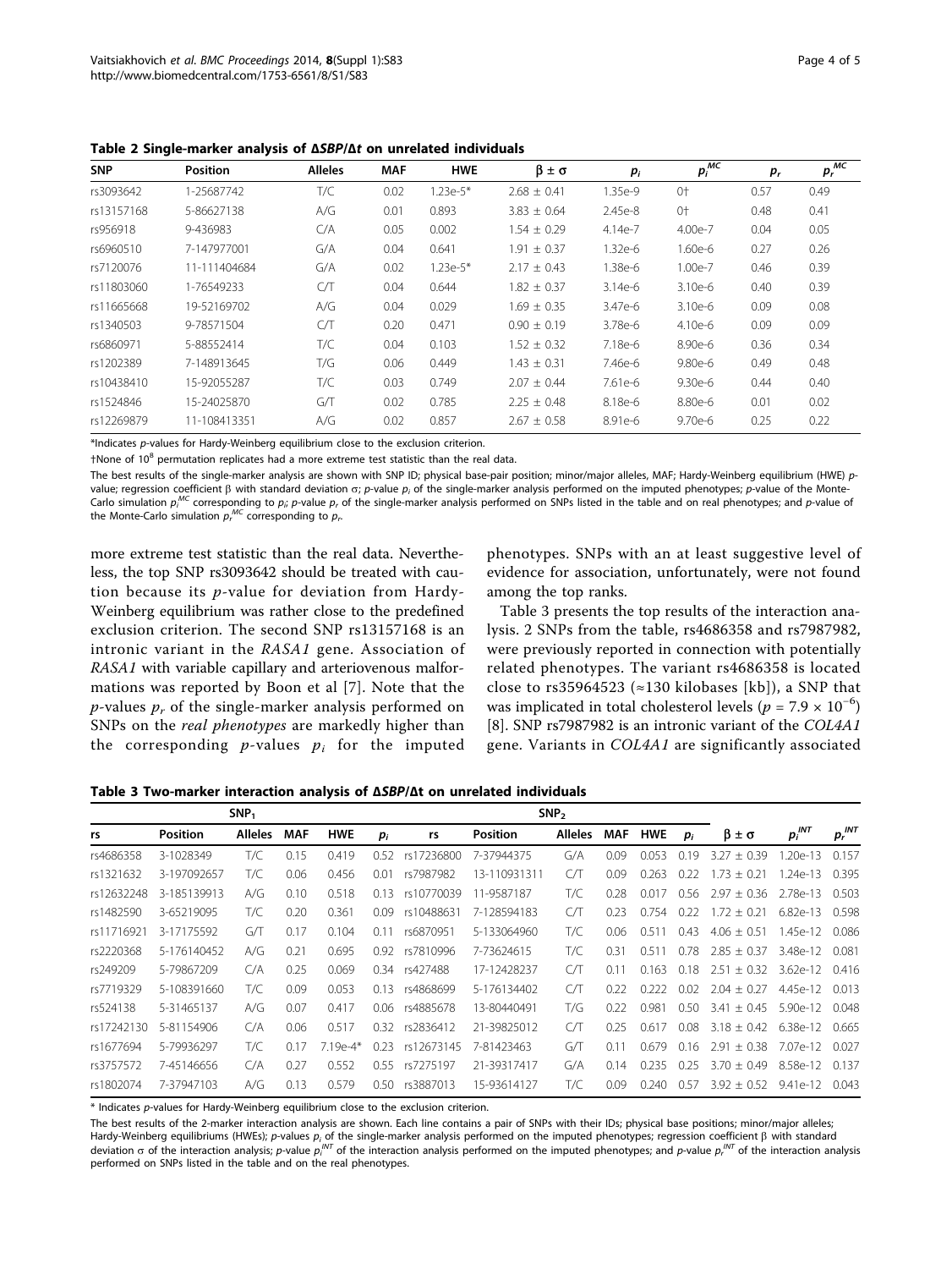**Table 2 Single-marker analysis of Δ*SBP*/Δ*t* on unrelated individuals**

| SNP | Position | Alleles | MAF | HWE | $\beta \pm \sigma$ | $p_i$ | $p_i^{MC}$ | $p_r$ | $p_r^{MC}$ |
|---|---|---|---|---|---|---|---|---|---|
| rs3093642 | 1-25687742 | T/C | 0.02 | 1.23e-5* | 2.68 ± 0.41 | 1.35e-9 | 0† | 0.57 | 0.49 |
| rs13157168 | 5-86627138 | A/G | 0.01 | 0.893 | 3.83 ± 0.64 | 2.45e-8 | 0† | 0.48 | 0.41 |
| rs956918 | 9-436983 | C/A | 0.05 | 0.002 | 1.54 ± 0.29 | 4.14e-7 | 4.00e-7 | 0.04 | 0.05 |
| rs6960510 | 7-147977001 | G/A | 0.04 | 0.641 | 1.91 ± 0.37 | 1.32e-6 | 1.60e-6 | 0.27 | 0.26 |
| rs7120076 | 11-111404684 | G/A | 0.02 | 1.23e-5* | 2.17 ± 0.43 | 1.38e-6 | 1.00e-7 | 0.46 | 0.39 |
| rs11803060 | 1-76549233 | C/T | 0.04 | 0.644 | 1.82 ± 0.37 | 3.14e-6 | 3.10e-6 | 0.40 | 0.39 |
| rs11665668 | 19-52169702 | A/G | 0.04 | 0.029 | 1.69 ± 0.35 | 3.47e-6 | 3.10e-6 | 0.09 | 0.08 |
| rs1340503 | 9-78571504 | C/T | 0.20 | 0.471 | 0.90 ± 0.19 | 3.78e-6 | 4.10e-6 | 0.09 | 0.09 |
| rs6860971 | 5-88552414 | T/C | 0.04 | 0.103 | 1.52 ± 0.32 | 7.18e-6 | 8.90e-6 | 0.36 | 0.34 |
| rs1202389 | 7-148913645 | T/G | 0.06 | 0.449 | 1.43 ± 0.31 | 7.46e-6 | 9.80e-6 | 0.49 | 0.48 |
| rs10438410 | 15-92055287 | T/C | 0.03 | 0.749 | 2.07 ± 0.44 | 7.61e-6 | 9.30e-6 | 0.44 | 0.40 |
| rs1524846 | 15-24025870 | G/T | 0.02 | 0.785 | 2.25 ± 0.48 | 8.18e-6 | 8.80e-6 | 0.01 | 0.02 |
| rs12269879 | 11-108413351 | A/G | 0.02 | 0.857 | 2.67 ± 0.58 | 8.91e-6 | 9.70e-6 | 0.25 | 0.22 |

*Indicates *p*-values for Hardy-Weinberg equilibrium close to the exclusion criterion.

†None of $10^8$ permutation replicates had a more extreme test statistic than the real data.

The best results of the single-marker analysis are shown with SNP ID; physical base-pair position; minor/major alleles, MAF; Hardy-Weinberg equilibrium (HWE) *p*-value; regression coefficient β with standard deviation σ; *p*-value $p_i$ of the single-marker analysis performed on the imputed phenotypes; *p*-value of the Monte-Carlo simulation $p_i^{MC}$ corresponding to $p_i$; *p*-value $p_r$ of the single-marker analysis performed on SNPs listed in the table and on real phenotypes; and *p*-value of the Monte-Carlo simulation $p_r^{MC}$ corresponding to $p_r$.

more extreme test statistic than the real data. Nevertheless, the top SNP rs3093642 should be treated with caution because its *p*-value for deviation from Hardy-Weinberg equilibrium was rather close to the predefined exclusion criterion. The second SNP rs13157168 is an intronic variant in the *RASA1* gene. Association of *RASA1* with variable capillary and arteriovenous malformations was reported by Boon et al [7]. Note that the *p*-values $p_r$ of the single-marker analysis performed on SNPs on the *real phenotypes* are markedly higher than the corresponding *p*-values $p_i$ for the imputed phenotypes. SNPs with an at least suggestive level of evidence for association, unfortunately, were not found among the top ranks.

Table 3 presents the top results of the interaction analysis. 2 SNPs from the table, rs4686358 and rs7987982, were previously reported in connection with potentially related phenotypes. The variant rs4686358 is located close to rs35964523 (≈130 kilobases [kb]), a SNP that was implicated in total cholesterol levels ($p = 7.9 \times 10^{-6}$) [8]. SNP rs7987982 is an intronic variant of the *COL4A1* gene. Variants in *COL4A1* are significantly associated

**Table 3 Two-marker interaction analysis of Δ*SBP*/Δ*t* on unrelated individuals**

| SNP$_1$ | | | | | | SNP$_2$ | | | | | | | | |
|---|---|---|---|---|---|---|---|---|---|---|---|---|---|---|
| rs | Position | Alleles | MAF | HWE | $p_i$ | rs | Position | Alleles | MAF | HWE | $p_i$ | $\beta \pm \sigma$ | $p_i^{INT}$ | $p_r^{INT}$ |
| rs4686358 | 3-1028349 | T/C | 0.15 | 0.419 | 0.52 | rs17236800 | 7-37944375 | G/A | 0.09 | 0.053 | 0.19 | 3.27 ± 0.39 | 1.20e-13 | 0.157 |
| rs1321632 | 3-197092657 | T/C | 0.06 | 0.456 | 0.01 | rs7987982 | 13-110931311 | C/T | 0.09 | 0.263 | 0.22 | 1.73 ± 0.21 | 1.24e-13 | 0.395 |
| rs12632248 | 3-185139913 | A/G | 0.10 | 0.518 | 0.13 | rs10770039 | 11-9587187 | T/C | 0.28 | 0.017 | 0.56 | 2.97 ± 0.36 | 2.78e-13 | 0.503 |
| rs1482590 | 3-65219095 | T/C | 0.20 | 0.361 | 0.09 | rs10488631 | 7-128594183 | C/T | 0.23 | 0.754 | 0.22 | 1.72 ± 0.21 | 6.82e-13 | 0.598 |
| rs11716921 | 3-17175592 | G/T | 0.17 | 0.104 | 0.11 | rs6870951 | 5-133064960 | T/C | 0.06 | 0.511 | 0.43 | 4.06 ± 0.51 | 1.45e-12 | 0.086 |
| rs2220368 | 5-176140452 | A/G | 0.21 | 0.695 | 0.92 | rs7810996 | 7-73624615 | T/C | 0.31 | 0.511 | 0.78 | 2.85 ± 0.37 | 3.48e-12 | 0.081 |
| rs249209 | 5-79867209 | C/A | 0.25 | 0.069 | 0.34 | rs427488 | 17-12428237 | C/T | 0.11 | 0.163 | 0.18 | 2.51 ± 0.32 | 3.62e-12 | 0.416 |
| rs7719329 | 5-108391660 | T/C | 0.09 | 0.053 | 0.13 | rs4868699 | 5-176134402 | C/T | 0.22 | 0.222 | 0.02 | 2.04 ± 0.27 | 4.45e-12 | 0.013 |
| rs524138 | 5-31465137 | A/G | 0.07 | 0.417 | 0.06 | rs4885678 | 13-80440491 | T/G | 0.22 | 0.981 | 0.50 | 3.41 ± 0.45 | 5.90e-12 | 0.048 |
| rs17242130 | 5-81154906 | C/A | 0.06 | 0.517 | 0.32 | rs2836412 | 21-39825012 | C/T | 0.25 | 0.617 | 0.08 | 3.18 ± 0.42 | 6.38e-12 | 0.665 |
| rs1677694 | 5-79936297 | T/C | 0.17 | 7.19e-4* | 0.23 | rs12673145 | 7-81423463 | G/T | 0.11 | 0.679 | 0.16 | 2.91 ± 0.38 | 7.07e-12 | 0.027 |
| rs3757572 | 7-45146656 | C/A | 0.27 | 0.552 | 0.55 | rs7275197 | 21-39317417 | G/A | 0.14 | 0.235 | 0.25 | 3.70 ± 0.49 | 8.58e-12 | 0.137 |
| rs1802074 | 7-37947103 | A/G | 0.13 | 0.579 | 0.50 | rs3887013 | 15-93614127 | T/C | 0.09 | 0.240 | 0.57 | 3.92 ± 0.52 | 9.41e-12 | 0.043 |

\* Indicates *p*-values for Hardy-Weinberg equilibrium close to the exclusion criterion.

The best results of the 2-marker interaction analysis are shown. Each line contains a pair of SNPs with their IDs; physical base positions; minor/major alleles; Hardy-Weinberg equilibriums (HWEs); *p*-values $p_i$ of the single-marker analysis performed on the imputed phenotypes; regression coefficient β with standard deviation σ of the interaction analysis; *p*-value $p_i^{INT}$ of the interaction analysis performed on the imputed phenotypes; and *p*-value $p_r^{INT}$ of the interaction analysis performed on SNPs listed in the table and on the real phenotypes.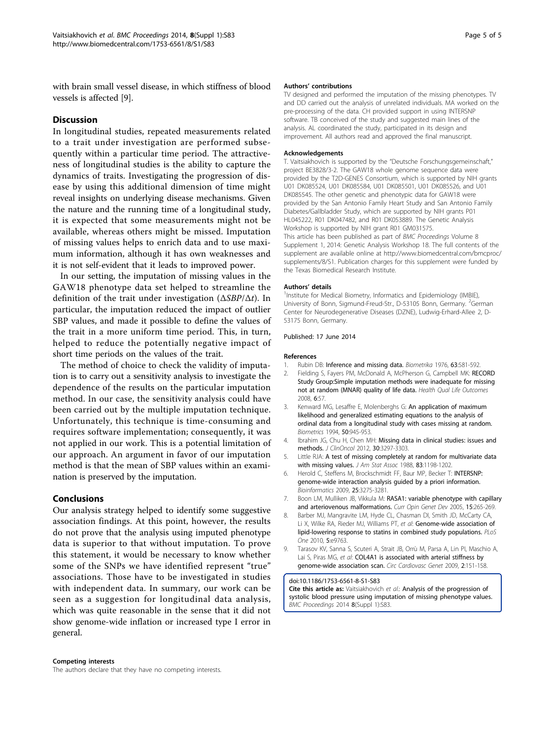with brain small vessel disease, in which stiffness of blood vessels is affected [9].

## Discussion

In longitudinal studies, repeated measurements related to a trait under investigation are performed subsequently within a particular time period. The attractiveness of longitudinal studies is the ability to capture the dynamics of traits. Investigating the progression of disease by using this additional dimension of time might reveal insights on underlying disease mechanisms. Given the nature and the running time of a longitudinal study, it is expected that some measurements might not be available, whereas others might be missed. Imputation of missing values helps to enrich data and to use maximum information, although it has own weaknesses and it is not self-evident that it leads to improved power.

In our setting, the imputation of missing values in the GAW18 phenotype data set helped to streamline the definition of the trait under investigation ($\Delta SBP/\Delta t$). In particular, the imputation reduced the impact of outlier SBP values, and made it possible to define the values of the trait in a more uniform time period. This, in turn, helped to reduce the potentially negative impact of short time periods on the values of the trait.

The method of choice to check the validity of imputation is to carry out a sensitivity analysis to investigate the dependence of the results on the particular imputation method. In our case, the sensitivity analysis could have been carried out by the multiple imputation technique. Unfortunately, this technique is time-consuming and requires software implementation; consequently, it was not applied in our work. This is a potential limitation of our approach. An argument in favor of our imputation method is that the mean of SBP values within an examination is preserved by the imputation.

## Conclusions

Our analysis strategy helped to identify some suggestive association findings. At this point, however, the results do not prove that the analysis using imputed phenotype data is superior to that without imputation. To prove this statement, it would be necessary to know whether some of the SNPs we have identified represent "true" associations. Those have to be investigated in studies with independent data. In summary, our work can be seen as a suggestion for longitudinal data analysis, which was quite reasonable in the sense that it did not show genome-wide inflation or increased type I error in general.

#### Competing interests

The authors declare that they have no competing interests.

#### Authors' contributions

TV designed and performed the imputation of the missing phenotypes. TV and DD carried out the analysis of unrelated individuals. MA worked on the pre-processing of the data. CH provided support in using INTERSNP software. TB conceived of the study and suggested main lines of the analysis. AL coordinated the study, participated in its design and improvement. All authors read and approved the final manuscript.

#### Acknowledgements

T. Vaitsiakhovich is supported by the "Deutsche Forschungsgemeinschaft," project BE3828/3-2. The GAW18 whole genome sequence data were provided by the T2D-GENES Consortium, which is supported by NIH grants U01 DK085524, U01 DK085584, U01 DK085501, U01 DK085526, and U01 DK085545. The other genetic and phenotypic data for GAW18 were provided by the San Antonio Family Heart Study and San Antonio Family Diabetes/Gallbladder Study, which are supported by NIH grants P01 HL045222, R01 DK047482, and R01 DK053889. The Genetic Analysis Workshop is supported by NIH grant R01 GM031575.

This article has been published as part of *BMC Proceedings* Volume 8 Supplement 1, 2014: Genetic Analysis Workshop 18. The full contents of the supplement are available online at http://www.biomedcentral.com/bmcproc/supplements/8/S1. Publication charges for this supplement were funded by the Texas Biomedical Research Institute.

#### Authors' details

[1]Institute for Medical Biometry, Informatics and Epidemiology (IMBIE), University of Bonn, Sigmund-Freud-Str., D-53105 Bonn, Germany. [2]German Center for Neurodegenerative Diseases (DZNE), Ludwig-Erhard-Allee 2, D-53175 Bonn, Germany.

Published: 17 June 2014

#### References

1. Rubin DB: **Inference and missing data.** *Biometrika* 1976, **63**:581-592.
2. Fielding S, Fayers PM, McDonald A, McPherson G, Campbell MK: **RECORD Study Group:Simple imputation methods were inadequate for missing not at random (MNAR) quality of life data.** *Health Qual Life Outcomes* 2008, **6**:57.
3. Kenward MG, Lesaffre E, Molenberghs G: **An application of maximum likelihood and generalized estimating equations to the analysis of ordinal data from a longitudinal study with cases missing at random.** *Biometrics* 1994, **50**:945-953.
4. Ibrahim JG, Chu H, Chen MH: **Missing data in clinical studies: issues and methods.** *J ClinOncol* 2012, **30**:3297-3303.
5. Little RJA: **A test of missing completely at random for multivariate data with missing values.** *J Am Stat Assoc* 1988, **83**:1198-1202.
6. Herold C, Steffens M, Brockschmidt FF, Baur MP, Becker T: **INTERSNP: genome-wide interaction analysis guided by a priori information.** *Bioinformatics* 2009, **25**:3275-3281.
7. Boon LM, Mulliken JB, Vikkula M: **RASA1: variable phenotype with capillary and arteriovenous malformations.** *Curr Opin Genet Dev* 2005, **15**:265-269.
8. Barber MJ, Mangravite LM, Hyde CL, Chasman DI, Smith JD, McCarty CA, Li X, Wilke RA, Rieder MJ, Williams PT, *et al*: **Genome-wide association of lipid-lowering response to statins in combined study populations.** *PLoS One* 2010, **5**:e9763.
9. Tarasov KV, Sanna S, Scuteri A, Strait JB, Orrù M, Parsa A, Lin PI, Maschio A, Lai S, Piras MG, *et al*: **COL4A1 is associated with arterial stiffness by genome-wide association scan.** *Circ Cardiovasc Genet* 2009, **2**:151-158.

doi:10.1186/1753-6561-8-S1-S83

**Cite this article as:** Vaitsiakhovich *et al.*: Analysis of the progression of systolic blood pressure using imputation of missing phenotype values. *BMC Proceedings* 2014 **8**(Suppl 1):S83.